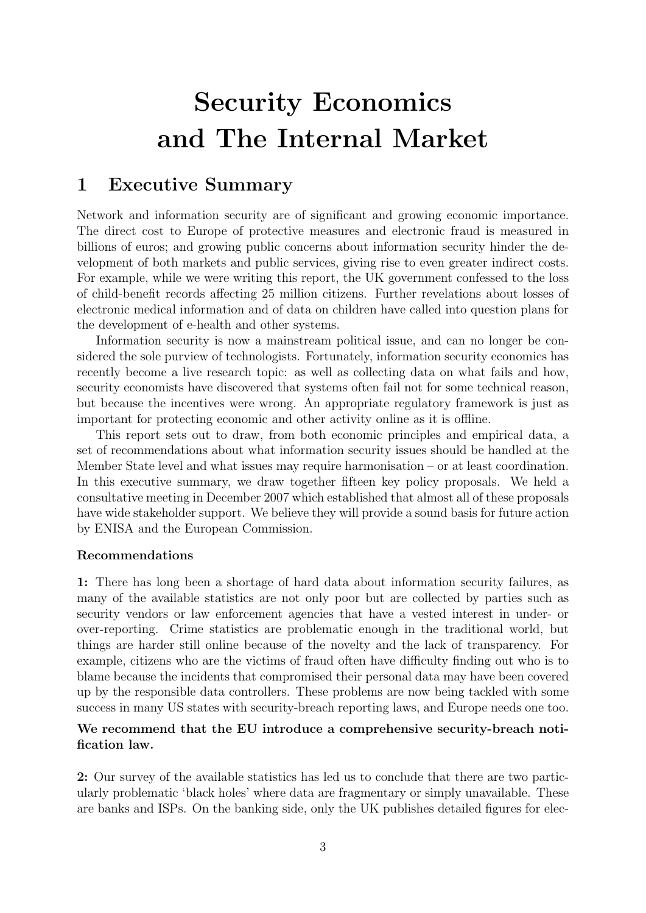# Security Economics and The Internal Market

## 1 Executive Summary

Network and information security are of significant and growing economic importance. The direct cost to Europe of protective measures and electronic fraud is measured in billions of euros; and growing public concerns about information security hinder the development of both markets and public services, giving rise to even greater indirect costs. For example, while we were writing this report, the UK government confessed to the loss of child-benefit records affecting 25 million citizens. Further revelations about losses of electronic medical information and of data on children have called into question plans for the development of e-health and other systems.

Information security is now a mainstream political issue, and can no longer be considered the sole purview of technologists. Fortunately, information security economics has recently become a live research topic: as well as collecting data on what fails and how, security economists have discovered that systems often fail not for some technical reason, but because the incentives were wrong. An appropriate regulatory framework is just as important for protecting economic and other activity online as it is offline.

This report sets out to draw, from both economic principles and empirical data, a set of recommendations about what information security issues should be handled at the Member State level and what issues may require harmonisation – or at least coordination. In this executive summary, we draw together fifteen key policy proposals. We held a consultative meeting in December 2007 which established that almost all of these proposals have wide stakeholder support. We believe they will provide a sound basis for future action by ENISA and the European Commission.

**Recommendations**

**1:** There has long been a shortage of hard data about information security failures, as many of the available statistics are not only poor but are collected by parties such as security vendors or law enforcement agencies that have a vested interest in under- or over-reporting. Crime statistics are problematic enough in the traditional world, but things are harder still online because of the novelty and the lack of transparency. For example, citizens who are the victims of fraud often have difficulty finding out who is to blame because the incidents that compromised their personal data may have been covered up by the responsible data controllers. These problems are now being tackled with some success in many US states with security-breach reporting laws, and Europe needs one too.

**We recommend that the EU introduce a comprehensive security-breach notification law.**

**2:** Our survey of the available statistics has led us to conclude that there are two particularly problematic 'black holes' where data are fragmentary or simply unavailable. These are banks and ISPs. On the banking side, only the UK publishes detailed figures for elec-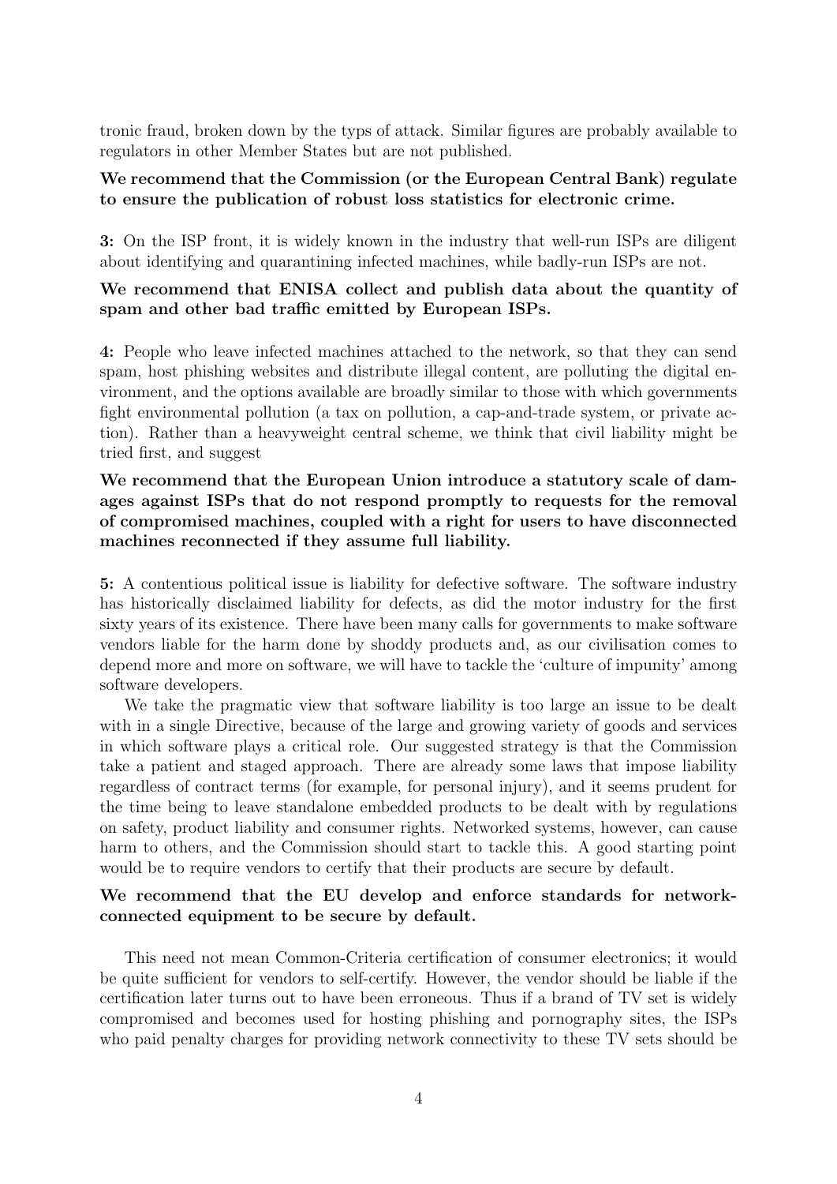tronic fraud, broken down by the typs of attack. Similar figures are probably available to regulators in other Member States but are not published.

**We recommend that the Commission (or the European Central Bank) regulate to ensure the publication of robust loss statistics for electronic crime.**

**3:** On the ISP front, it is widely known in the industry that well-run ISPs are diligent about identifying and quarantining infected machines, while badly-run ISPs are not.

**We recommend that ENISA collect and publish data about the quantity of spam and other bad traffic emitted by European ISPs.**

**4:** People who leave infected machines attached to the network, so that they can send spam, host phishing websites and distribute illegal content, are polluting the digital environment, and the options available are broadly similar to those with which governments fight environmental pollution (a tax on pollution, a cap-and-trade system, or private action). Rather than a heavyweight central scheme, we think that civil liability might be tried first, and suggest

**We recommend that the European Union introduce a statutory scale of damages against ISPs that do not respond promptly to requests for the removal of compromised machines, coupled with a right for users to have disconnected machines reconnected if they assume full liability.**

**5:** A contentious political issue is liability for defective software. The software industry has historically disclaimed liability for defects, as did the motor industry for the first sixty years of its existence. There have been many calls for governments to make software vendors liable for the harm done by shoddy products and, as our civilisation comes to depend more and more on software, we will have to tackle the 'culture of impunity' among software developers.

We take the pragmatic view that software liability is too large an issue to be dealt with in a single Directive, because of the large and growing variety of goods and services in which software plays a critical role. Our suggested strategy is that the Commission take a patient and staged approach. There are already some laws that impose liability regardless of contract terms (for example, for personal injury), and it seems prudent for the time being to leave standalone embedded products to be dealt with by regulations on safety, product liability and consumer rights. Networked systems, however, can cause harm to others, and the Commission should start to tackle this. A good starting point would be to require vendors to certify that their products are secure by default.

**We recommend that the EU develop and enforce standards for network-connected equipment to be secure by default.**

This need not mean Common-Criteria certification of consumer electronics; it would be quite sufficient for vendors to self-certify. However, the vendor should be liable if the certification later turns out to have been erroneous. Thus if a brand of TV set is widely compromised and becomes used for hosting phishing and pornography sites, the ISPs who paid penalty charges for providing network connectivity to these TV sets should be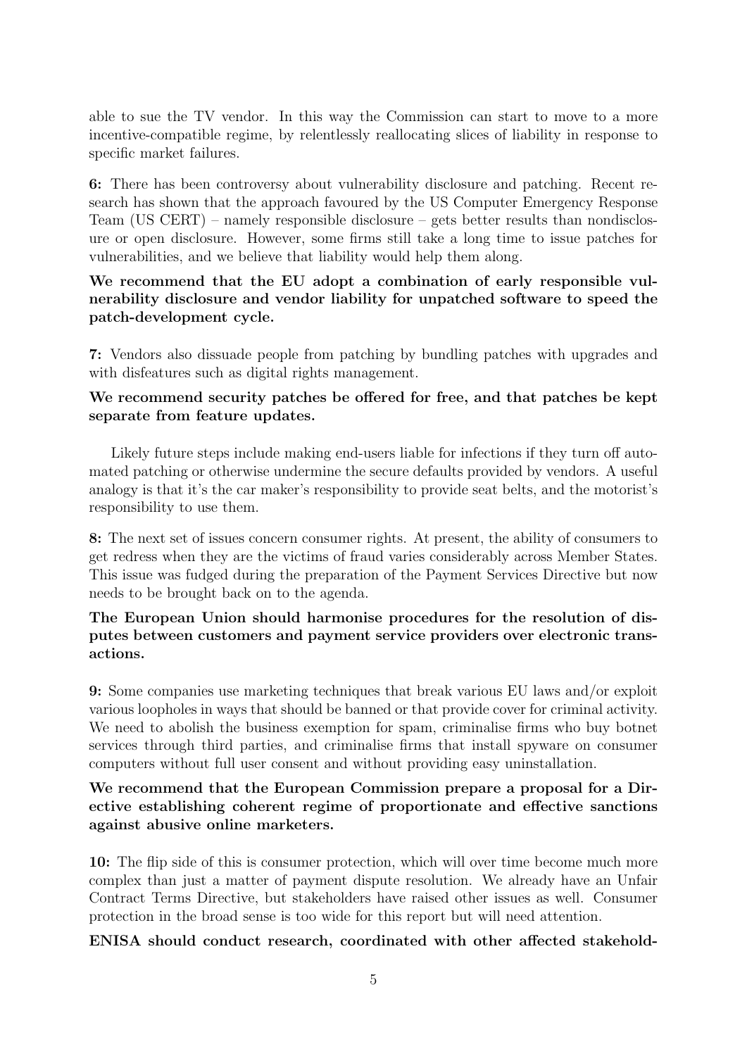able to sue the TV vendor. In this way the Commission can start to move to a more incentive-compatible regime, by relentlessly reallocating slices of liability in response to specific market failures.

**6:** There has been controversy about vulnerability disclosure and patching. Recent research has shown that the approach favoured by the US Computer Emergency Response Team (US CERT) – namely responsible disclosure – gets better results than nondisclosure or open disclosure. However, some firms still take a long time to issue patches for vulnerabilities, and we believe that liability would help them along.

**We recommend that the EU adopt a combination of early responsible vulnerability disclosure and vendor liability for unpatched software to speed the patch-development cycle.**

**7:** Vendors also dissuade people from patching by bundling patches with upgrades and with disfeatures such as digital rights management.

**We recommend security patches be offered for free, and that patches be kept separate from feature updates.**

Likely future steps include making end-users liable for infections if they turn off automated patching or otherwise undermine the secure defaults provided by vendors. A useful analogy is that it's the car maker's responsibility to provide seat belts, and the motorist's responsibility to use them.

**8:** The next set of issues concern consumer rights. At present, the ability of consumers to get redress when they are the victims of fraud varies considerably across Member States. This issue was fudged during the preparation of the Payment Services Directive but now needs to be brought back on to the agenda.

**The European Union should harmonise procedures for the resolution of disputes between customers and payment service providers over electronic transactions.**

**9:** Some companies use marketing techniques that break various EU laws and/or exploit various loopholes in ways that should be banned or that provide cover for criminal activity. We need to abolish the business exemption for spam, criminalise firms who buy botnet services through third parties, and criminalise firms that install spyware on consumer computers without full user consent and without providing easy uninstallation.

**We recommend that the European Commission prepare a proposal for a Directive establishing coherent regime of proportionate and effective sanctions against abusive online marketers.**

**10:** The flip side of this is consumer protection, which will over time become much more complex than just a matter of payment dispute resolution. We already have an Unfair Contract Terms Directive, but stakeholders have raised other issues as well. Consumer protection in the broad sense is too wide for this report but will need attention.

**ENISA should conduct research, coordinated with other affected stakehold-**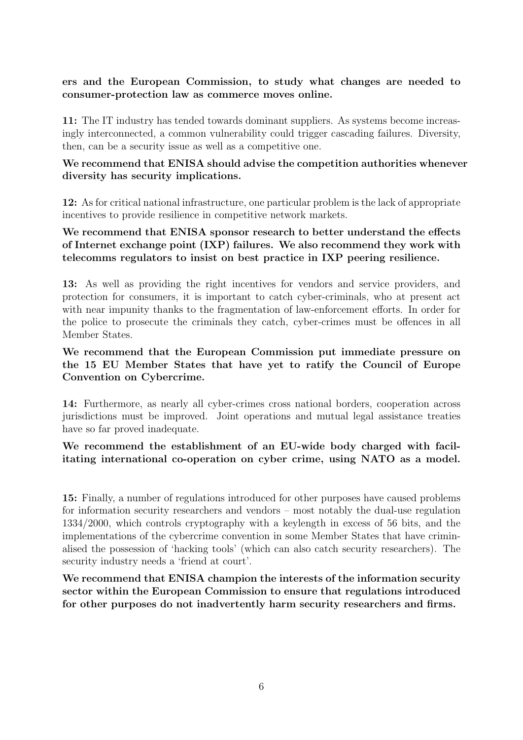**ers and the European Commission, to study what changes are needed to consumer-protection law as commerce moves online.**

**11:** The IT industry has tended towards dominant suppliers. As systems become increasingly interconnected, a common vulnerability could trigger cascading failures. Diversity, then, can be a security issue as well as a competitive one.

**We recommend that ENISA should advise the competition authorities whenever diversity has security implications.**

**12:** As for critical national infrastructure, one particular problem is the lack of appropriate incentives to provide resilience in competitive network markets.

**We recommend that ENISA sponsor research to better understand the effects of Internet exchange point (IXP) failures. We also recommend they work with telecomms regulators to insist on best practice in IXP peering resilience.**

**13:** As well as providing the right incentives for vendors and service providers, and protection for consumers, it is important to catch cyber-criminals, who at present act with near impunity thanks to the fragmentation of law-enforcement efforts. In order for the police to prosecute the criminals they catch, cyber-crimes must be offences in all Member States.

**We recommend that the European Commission put immediate pressure on the 15 EU Member States that have yet to ratify the Council of Europe Convention on Cybercrime.**

**14:** Furthermore, as nearly all cyber-crimes cross national borders, cooperation across jurisdictions must be improved. Joint operations and mutual legal assistance treaties have so far proved inadequate.

**We recommend the establishment of an EU-wide body charged with facilitating international co-operation on cyber crime, using NATO as a model.**

**15:** Finally, a number of regulations introduced for other purposes have caused problems for information security researchers and vendors – most notably the dual-use regulation 1334/2000, which controls cryptography with a keylength in excess of 56 bits, and the implementations of the cybercrime convention in some Member States that have criminalised the possession of 'hacking tools' (which can also catch security researchers). The security industry needs a 'friend at court'.

**We recommend that ENISA champion the interests of the information security sector within the European Commission to ensure that regulations introduced for other purposes do not inadvertently harm security researchers and firms.**